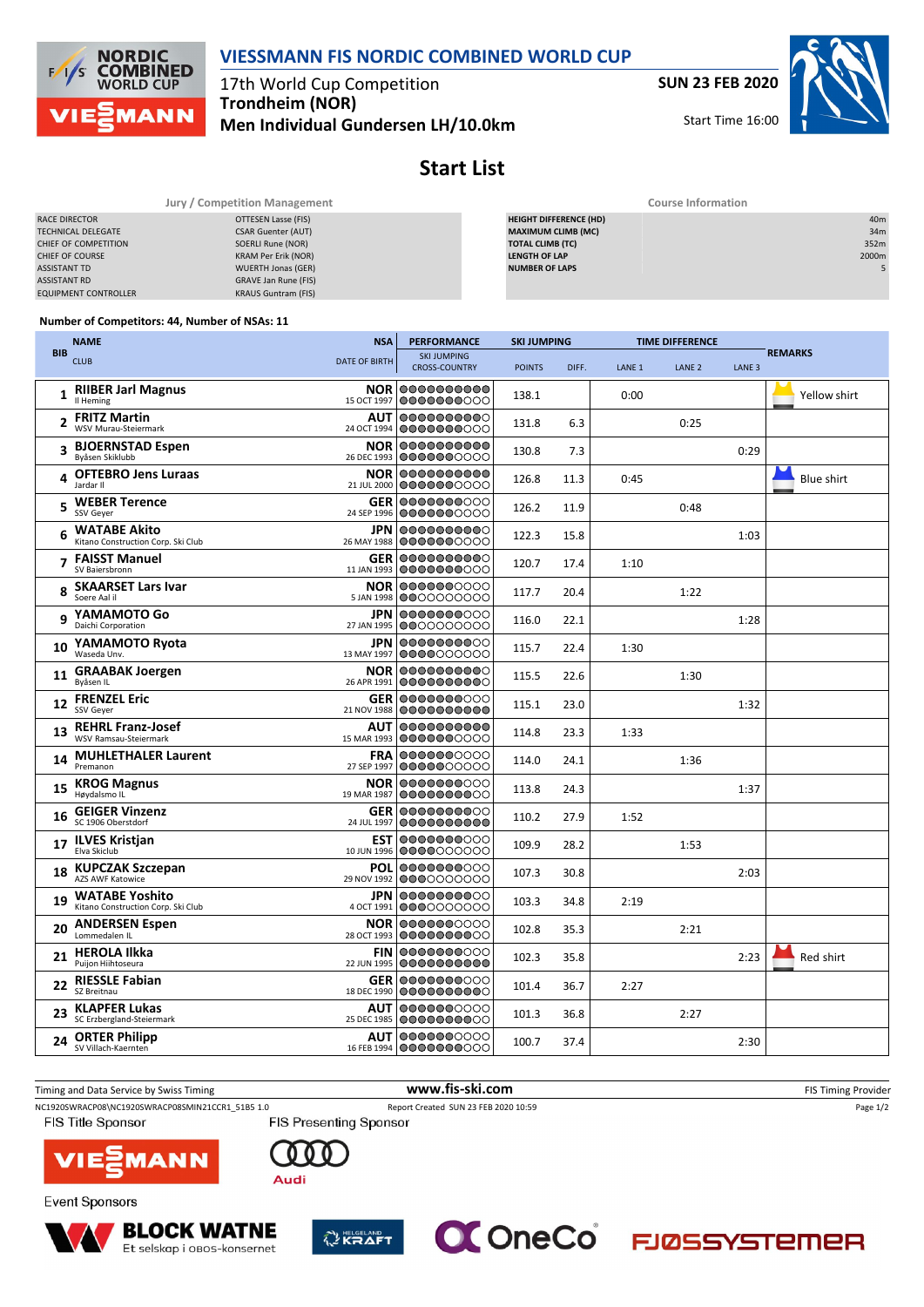# VIESSMANN FIS NORDIC COMBINED WORLD CUP

17th World Cup Competition
**Trondheim (NOR)**
**Men Individual Gundersen LH/10.0km**

**SUN 23 FEB 2020**

Start Time 16:00

## Start List

| Jury / Competition Management | |
|---|---|
| RACE DIRECTOR | OTTESEN Lasse (FIS) |
| TECHNICAL DELEGATE | CSAR Guenter (AUT) |
| CHIEF OF COMPETITION | SOERLI Rune (NOR) |
| CHIEF OF COURSE | KRAM Per Erik (NOR) |
| ASSISTANT TD | WUERTH Jonas (GER) |
| ASSISTANT RD | GRAVE Jan Rune (FIS) |
| EQUIPMENT CONTROLLER | KRAUS Guntram (FIS) |

| Course Information | |
|---|---|
| HEIGHT DIFFERENCE (HD) | 40m |
| MAXIMUM CLIMB (MC) | 34m |
| TOTAL CLIMB (TC) | 352m |
| LENGTH OF LAP | 2000m |
| NUMBER OF LAPS | 5 |

Number of Competitors: 44, Number of NSAs: 11

| BIB | NAME / CLUB | NSA / DATE OF BIRTH | SKI JUMPING POINTS | SKI JUMPING DIFF. | LANE 1 | LANE 2 | LANE 3 | REMARKS |
|---|---|---|---|---|---|---|---|---|
| 1 | RIIBER Jarl Magnus<br>Il Heming | NOR<br>15 OCT 1997 | 138.1 | | 0:00 | | | Yellow shirt |
| 2 | FRITZ Martin<br>WSV Murau-Steiermark | AUT<br>24 OCT 1994 | 131.8 | 6.3 | | 0:25 | | |
| 3 | BJOERNSTAD Espen<br>Byåsen Skiklubb | NOR<br>26 DEC 1993 | 130.8 | 7.3 | | | 0:29 | |
| 4 | OFTEBRO Jens Luraas<br>Jardar Il | NOR<br>21 JUL 2000 | 126.8 | 11.3 | 0:45 | | | Blue shirt |
| 5 | WEBER Terence<br>SSV Geyer | GER<br>24 SEP 1996 | 126.2 | 11.9 | | 0:48 | | |
| 6 | WATABE Akito<br>Kitano Construction Corp. Ski Club | JPN<br>26 MAY 1988 | 122.3 | 15.8 | | | 1:03 | |
| 7 | FAISST Manuel<br>SV Baiersbronn | GER<br>11 JAN 1993 | 120.7 | 17.4 | 1:10 | | | |
| 8 | SKAARSET Lars Ivar<br>Soere Aal il | NOR<br>5 JAN 1998 | 117.7 | 20.4 | | 1:22 | | |
| 9 | YAMAMOTO Go<br>Daichi Corporation | JPN<br>27 JAN 1995 | 116.0 | 22.1 | | | 1:28 | |
| 10 | YAMAMOTO Ryota<br>Waseda Unv. | JPN<br>13 MAY 1997 | 115.7 | 22.4 | 1:30 | | | |
| 11 | GRAABAK Joergen<br>Byåsen IL | NOR<br>26 APR 1991 | 115.5 | 22.6 | | 1:30 | | |
| 12 | FRENZEL Eric<br>SSV Geyer | GER<br>21 NOV 1988 | 115.1 | 23.0 | | | 1:32 | |
| 13 | REHRL Franz-Josef<br>WSV Ramsau-Steiermark | AUT<br>15 MAR 1993 | 114.8 | 23.3 | 1:33 | | | |
| 14 | MUHLETHALER Laurent<br>Premanon | FRA<br>27 SEP 1997 | 114.0 | 24.1 | | 1:36 | | |
| 15 | KROG Magnus<br>Høydalsmo IL | NOR<br>19 MAR 1987 | 113.8 | 24.3 | | | 1:37 | |
| 16 | GEIGER Vinzenz<br>SC 1906 Oberstdorf | GER<br>24 JUL 1997 | 110.2 | 27.9 | 1:52 | | | |
| 17 | ILVES Kristjan<br>Elva Skiclub | EST<br>10 JUN 1996 | 109.9 | 28.2 | | 1:53 | | |
| 18 | KUPCZAK Szczepan<br>AZS AWF Katowice | POL<br>29 NOV 1992 | 107.3 | 30.8 | | | 2:03 | |
| 19 | WATABE Yoshito<br>Kitano Construction Corp. Ski Club | JPN<br>4 OCT 1991 | 103.3 | 34.8 | 2:19 | | | |
| 20 | ANDERSEN Espen<br>Lommedalen IL | NOR<br>28 OCT 1993 | 102.8 | 35.3 | | 2:21 | | |
| 21 | HEROLA Ilkka<br>Puijon Hiihtoseura | FIN<br>22 JUN 1995 | 102.3 | 35.8 | | | 2:23 | Red shirt |
| 22 | RIESSLE Fabian<br>SZ Breitnau | GER<br>18 DEC 1990 | 101.4 | 36.7 | 2:27 | | | |
| 23 | KLAPFER Lukas<br>SC Erzbergland-Steiermark | AUT<br>25 DEC 1985 | 101.3 | 36.8 | | 2:27 | | |
| 24 | ORTER Philipp<br>SV Villach-Kaernten | AUT<br>16 FEB 1994 | 100.7 | 37.4 | | | 2:30 | |

Timing and Data Service by Swiss Timing — www.fis-ski.com — FIS Timing Provider

NC1920SWRACP08\NC1920SWRACP08SMIN21CCR1_51B5 1.0 — Report Created SUN 23 FEB 2020 10:59

FIS Title Sponsor: VIESSMANN — FIS Presenting Sponsor: Audi

Event Sponsors: BLOCK WATNE (Et selskap i OBOS-konsernet), HELGELAND KRAFT, OneCo, FJØSSYSTEMER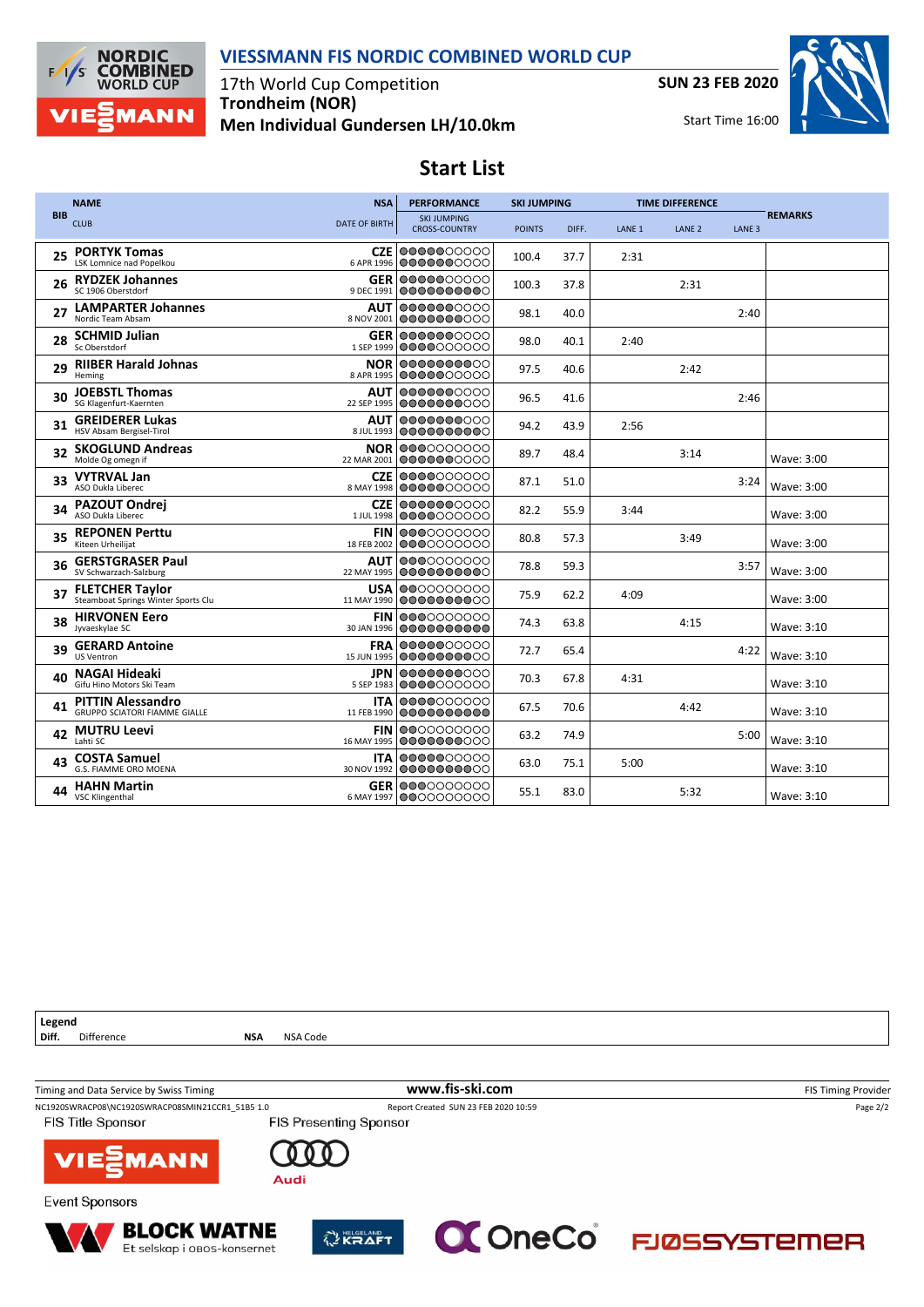# VIESSMANN FIS NORDIC COMBINED WORLD CUP

17th World Cup Competition
**Trondheim (NOR)**
**Men Individual Gundersen LH/10.0km**

**SUN 23 FEB 2020**
Start Time 16:00

## Start List

| BIB | NAME / CLUB | NSA / DATE OF BIRTH | PERFORMANCE SKI JUMPING / CROSS-COUNTRY | SKI JUMPING POINTS | DIFF. | TIME DIFFERENCE LANE 1 | LANE 2 | LANE 3 | REMARKS |
|---|---|---|---|---|---|---|---|---|---|
| 25 | **PORTYK Tomas** LSK Lomnice nad Popelkou | CZE 6 APR 1996 | ●●●●●○○○○○ ●●●●●●●○○○ | 100.4 | 37.7 | 2:31 | | | |
| 26 | **RYDZEK Johannes** SC 1906 Oberstdorf | GER 9 DEC 1991 | ●●●●●●○○○○ ●●●●●●●●●○ | 100.3 | 37.8 | | 2:31 | | |
| 27 | **LAMPARTER Johannes** Nordic Team Absam | AUT 8 NOV 2001 | ●●●●●●●○○○ ●●●●●●●●○○ | 98.1 | 40.0 | | | 2:40 | |
| 28 | **SCHMID Julian** Sc Oberstdorf | GER 1 SEP 1999 | ●●●●●●●○○○ ●●●●○○○○○○ | 98.0 | 40.1 | 2:40 | | | |
| 29 | **RIIBER Harald Johnas** Heming | NOR 8 APR 1995 | ●●●●●●●●●○ ●●●●●●○○○○ | 97.5 | 40.6 | | 2:42 | | |
| 30 | **JOEBSTL Thomas** SG Klagenfurt-Kaernten | AUT 22 SEP 1995 | ●●●●●●●○○○ ●●●●●●●●○○ | 96.5 | 41.6 | | | 2:46 | |
| 31 | **GREIDERER Lukas** HSV Absam Bergisel-Tirol | AUT 8 JUL 1993 | ●●●●●●●○○○ ●●●●●●●●●○ | 94.2 | 43.9 | 2:56 | | | |
| 32 | **SKOGLUND Andreas** Molde Og omegn if | NOR 22 MAR 2001 | ●●●●○○○○○○ ●●●●●●●○○○ | 89.7 | 48.4 | | 3:14 | | Wave: 3:00 |
| 33 | **VYTRVAL Jan** ASO Dukla Liberec | CZE 8 MAY 1998 | ●●●●○○○○○○ ●●●●●●●○○○ | 87.1 | 51.0 | | | 3:24 | Wave: 3:00 |
| 34 | **PAZOUT Ondrej** ASO Dukla Liberec | CZE 1 JUL 1998 | ●●●●●●○○○○ ●●●●○○○○○○ | 82.2 | 55.9 | 3:44 | | | Wave: 3:00 |
| 35 | **REPONEN Perttu** Kiteen Urheilijat | FIN 18 FEB 2002 | ●●●○○○○○○○ ●●●○○○○○○○ | 80.8 | 57.3 | | 3:49 | | Wave: 3:00 |
| 36 | **GERSTGRASER Paul** SV Schwarzach-Salzburg | AUT 22 MAY 1995 | ●●●○○○○○○○ ●●●●●●●●●○ | 78.8 | 59.3 | | | 3:57 | Wave: 3:00 |
| 37 | **FLETCHER Taylor** Steamboat Springs Winter Sports Clu | USA 11 MAY 1990 | ●●○○○○○○○○ ●●●●●●●●○○ | 75.9 | 62.2 | 4:09 | | | Wave: 3:00 |
| 38 | **HIRVONEN Eero** Jyvaeskylae SC | FIN 30 JAN 1996 | ●●●○○○○○○○ ●●●●●●●●●● | 74.3 | 63.8 | | 4:15 | | Wave: 3:10 |
| 39 | **GERARD Antoine** US Ventron | FRA 15 JUN 1995 | ●●●●●○○○○○ ●●●●●●●○○○ | 72.7 | 65.4 | | | 4:22 | Wave: 3:10 |
| 40 | **NAGAI Hideaki** Gifu Hino Motors Ski Team | JPN 5 SEP 1983 | ●●●●●●●○○○ ●●●●○○○○○○ | 70.3 | 67.8 | 4:31 | | | Wave: 3:10 |
| 41 | **PITTIN Alessandro** GRUPPO SCIATORI FIAMME GIALLE | ITA 11 FEB 1990 | ●●●●○○○○○○ ●●●●●●●●●● | 67.5 | 70.6 | | 4:42 | | Wave: 3:10 |
| 42 | **MUTRU Leevi** Lahti SC | FIN 16 MAY 1995 | ●●○○○○○○○○ ●●●●●●●○○○ | 63.2 | 74.9 | | | 5:00 | Wave: 3:10 |
| 43 | **COSTA Samuel** G.S. FIAMME ORO MOENA | ITA 30 NOV 1992 | ●●●●●○○○○○ ●●●●●●●●●○ | 63.0 | 75.1 | 5:00 | | | Wave: 3:10 |
| 44 | **HAHN Martin** VSC Klingenthal | GER 6 MAY 1997 | ●●○○○○○○○○ ●●○○○○○○○○ | 55.1 | 83.0 | | 5:32 | | Wave: 3:10 |

**Legend**
**Diff.** Difference **NSA** NSA Code

Timing and Data Service by Swiss Timing | www.fis-ski.com | FIS Timing Provider
NC1920SWRACP08\NC1920SWRACP08SMIN21CCR1_51B5 1.0 | Report Created SUN 23 FEB 2020 10:59

FIS Title Sponsor: VIESSMANN
FIS Presenting Sponsor: Audi
Event Sponsors: BLOCK WATNE (Et selskap i OBOS-konsernet), HELGELAND KRAFT, OneCo, FJØSSYSTEMER